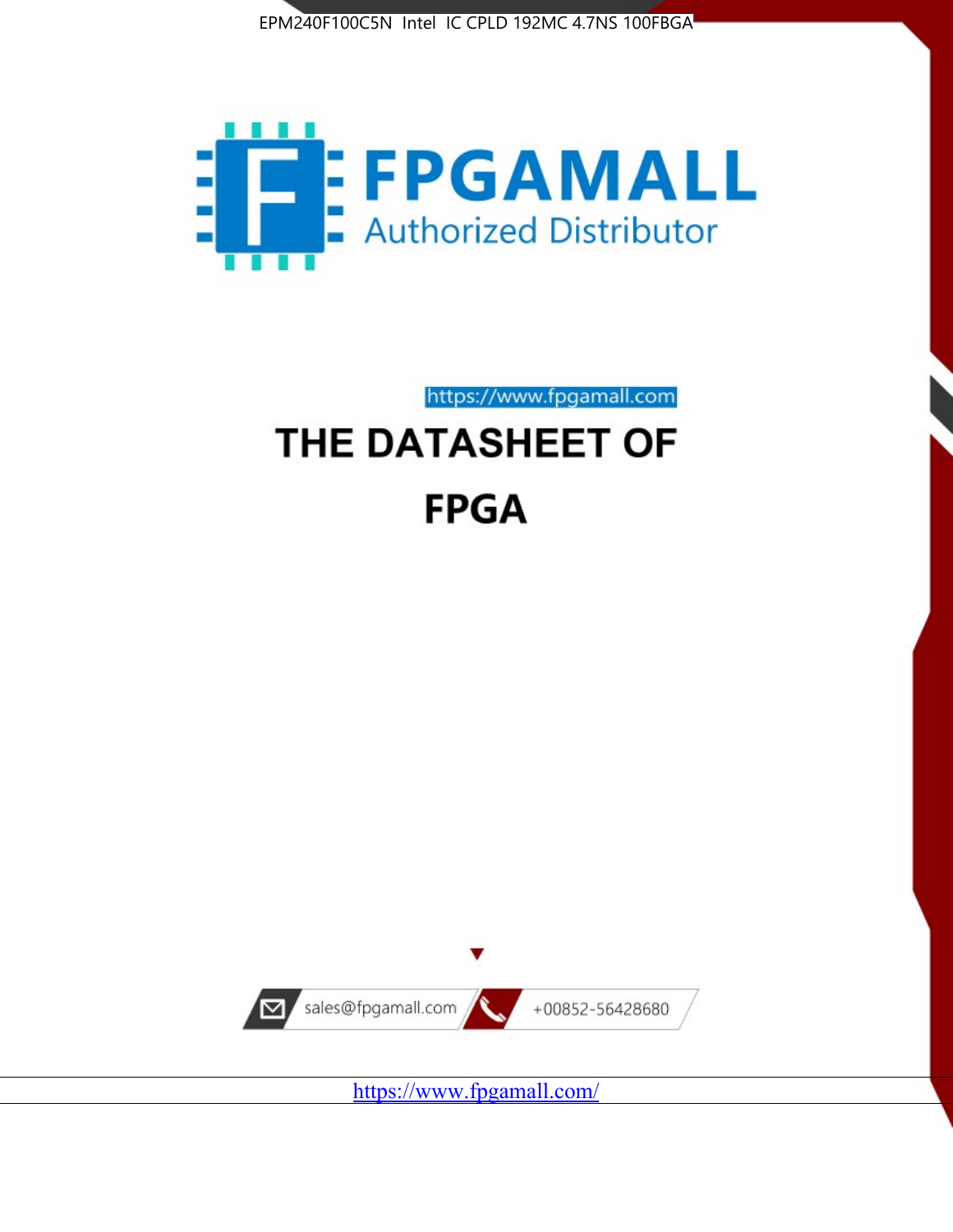EPM240F100C5N Intel IC CPLD 192MC 4.7NS 100FBGA

FPGAMALL

Authorized Distributor

https://www.fpgamall.com

# THE DATASHEET OF

# FPGA

sales@fpgamall.com

+00852-56428680

https://www.fpgamall.com/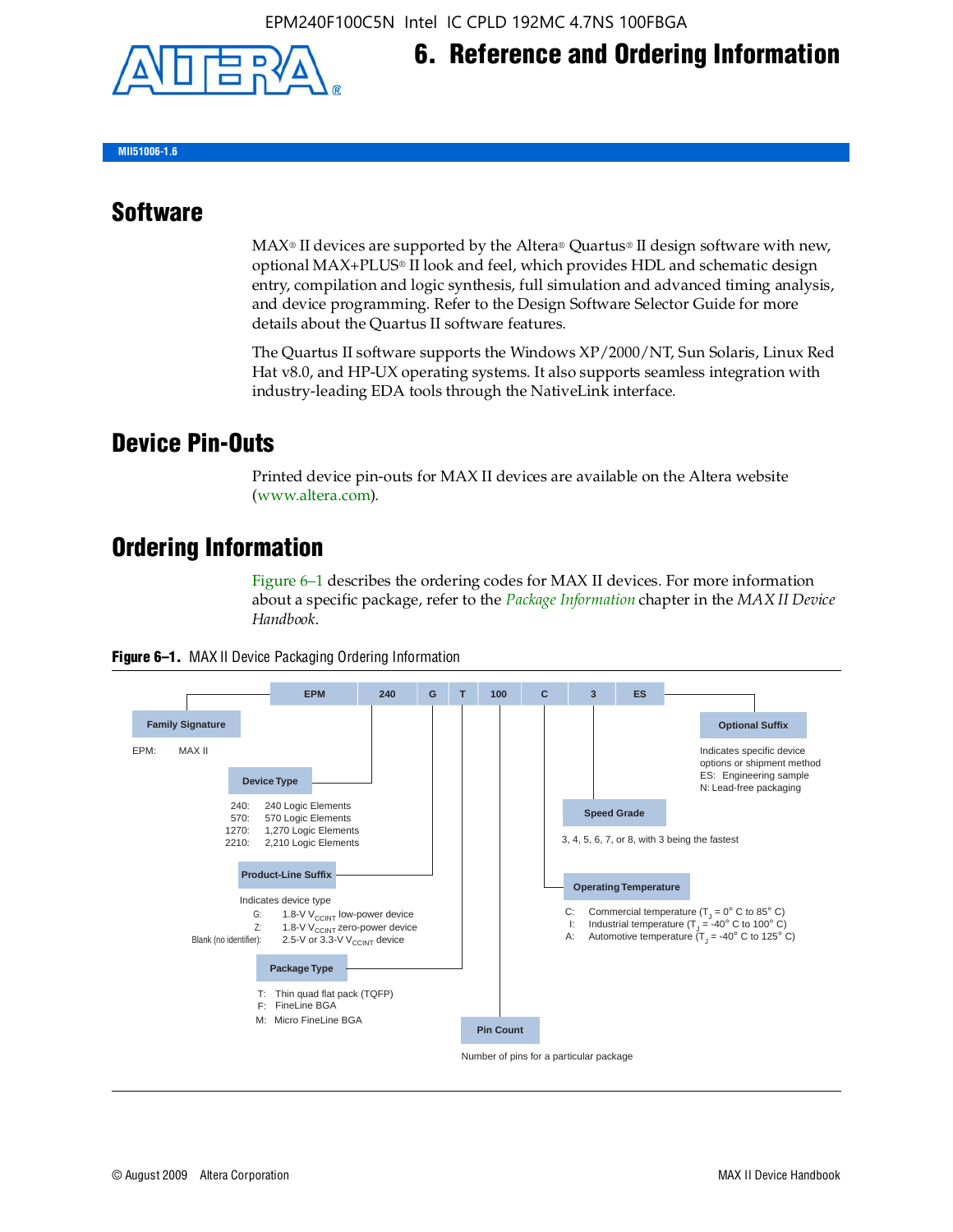# 6. Reference and Ordering Information

MII51006-1.6

## Software

MAX® II devices are supported by the Altera® Quartus® II design software with new, optional MAX+PLUS® II look and feel, which provides HDL and schematic design entry, compilation and logic synthesis, full simulation and advanced timing analysis, and device programming. Refer to the Design Software Selector Guide for more details about the Quartus II software features.

The Quartus II software supports the Windows XP/2000/NT, Sun Solaris, Linux Red Hat v8.0, and HP-UX operating systems. It also supports seamless integration with industry-leading EDA tools through the NativeLink interface.

## Device Pin-Outs

Printed device pin-outs for MAX II devices are available on the Altera website (www.altera.com).

## Ordering Information

Figure 6–1 describes the ordering codes for MAX II devices. For more information about a specific package, refer to the *Package Information* chapter in the *MAX II Device Handbook*.

**Figure 6–1.** MAX II Device Packaging Ordering Information

| EPM | 240 | G | T | 100 | C | 3 | ES |
|---|---|---|---|---|---|---|---|

**Family Signature**
EPM: MAX II

**Device Type**
- 240: 240 Logic Elements
- 570: 570 Logic Elements
- 1270: 1,270 Logic Elements
- 2210: 2,210 Logic Elements

**Product-Line Suffix**
Indicates device type
- G: 1.8-V $V_{CCINT}$ low-power device
- Z: 1.8-V $V_{CCINT}$ zero-power device
- Blank (no identifier): 2.5-V or 3.3-V $V_{CCINT}$ device

**Package Type**
- T: Thin quad flat pack (TQFP)
- F: FineLine BGA
- M: Micro FineLine BGA

**Pin Count**
Number of pins for a particular package

**Operating Temperature**
- C: Commercial temperature ($T_J$ = 0° C to 85° C)
- I: Industrial temperature ($T_J$ = -40° C to 100° C)
- A: Automotive temperature ($T_J$ = -40° C to 125° C)

**Speed Grade**
3, 4, 5, 6, 7, or 8, with 3 being the fastest

**Optional Suffix**
Indicates specific device options or shipment method
- ES: Engineering sample
- N: Lead-free packaging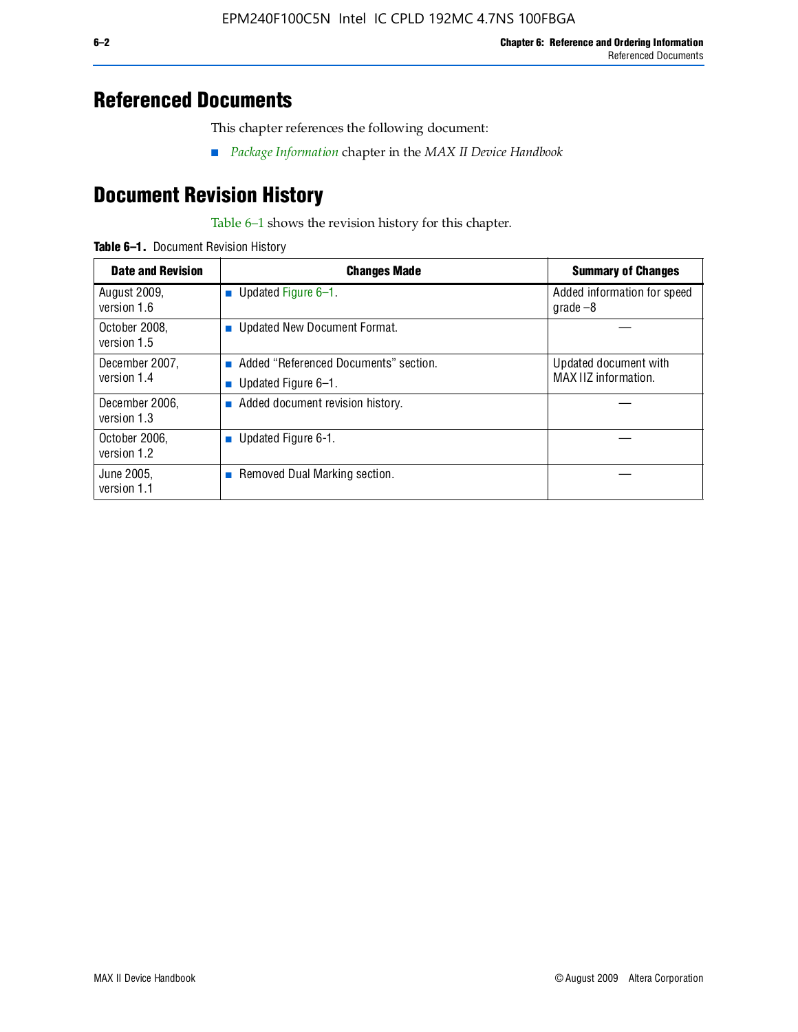# Referenced Documents

This chapter references the following document:

- *Package Information* chapter in the *MAX II Device Handbook*

# Document Revision History

Table 6–1 shows the revision history for this chapter.

**Table 6–1.** Document Revision History

| Date and Revision | Changes Made | Summary of Changes |
|---|---|---|
| August 2009, version 1.6 | ■ Updated Figure 6–1. | Added information for speed grade –8 |
| October 2008, version 1.5 | ■ Updated New Document Format. | — |
| December 2007, version 1.4 | ■ Added "Referenced Documents" section.<br>■ Updated Figure 6–1. | Updated document with MAX IIZ information. |
| December 2006, version 1.3 | ■ Added document revision history. | — |
| October 2006, version 1.2 | ■ Updated Figure 6-1. | — |
| June 2005, version 1.1 | ■ Removed Dual Marking section. | — |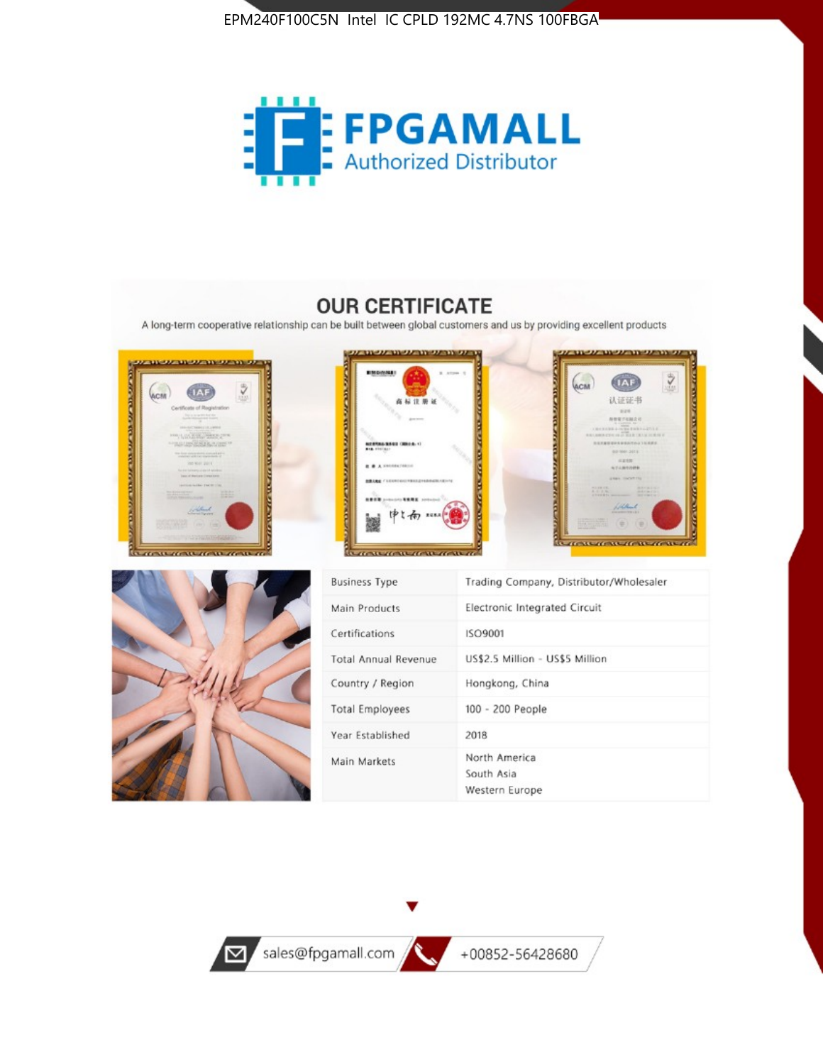FPGAMALL
Authorized Distributor

## OUR CERTIFICATE

A long-term cooperative relationship can be built between global customers and us by providing excellent products

| | |
|---|---|
| Business Type | Trading Company, Distributor/Wholesaler |
| Main Products | Electronic Integrated Circuit |
| Certifications | ISO9001 |
| Total Annual Revenue | US$2.5 Million - US$5 Million |
| Country / Region | Hongkong, China |
| Total Employees | 100 - 200 People |
| Year Established | 2018 |
| Main Markets | North America<br>South Asia<br>Western Europe |

sales@fpgamall.com

+00852-56428680